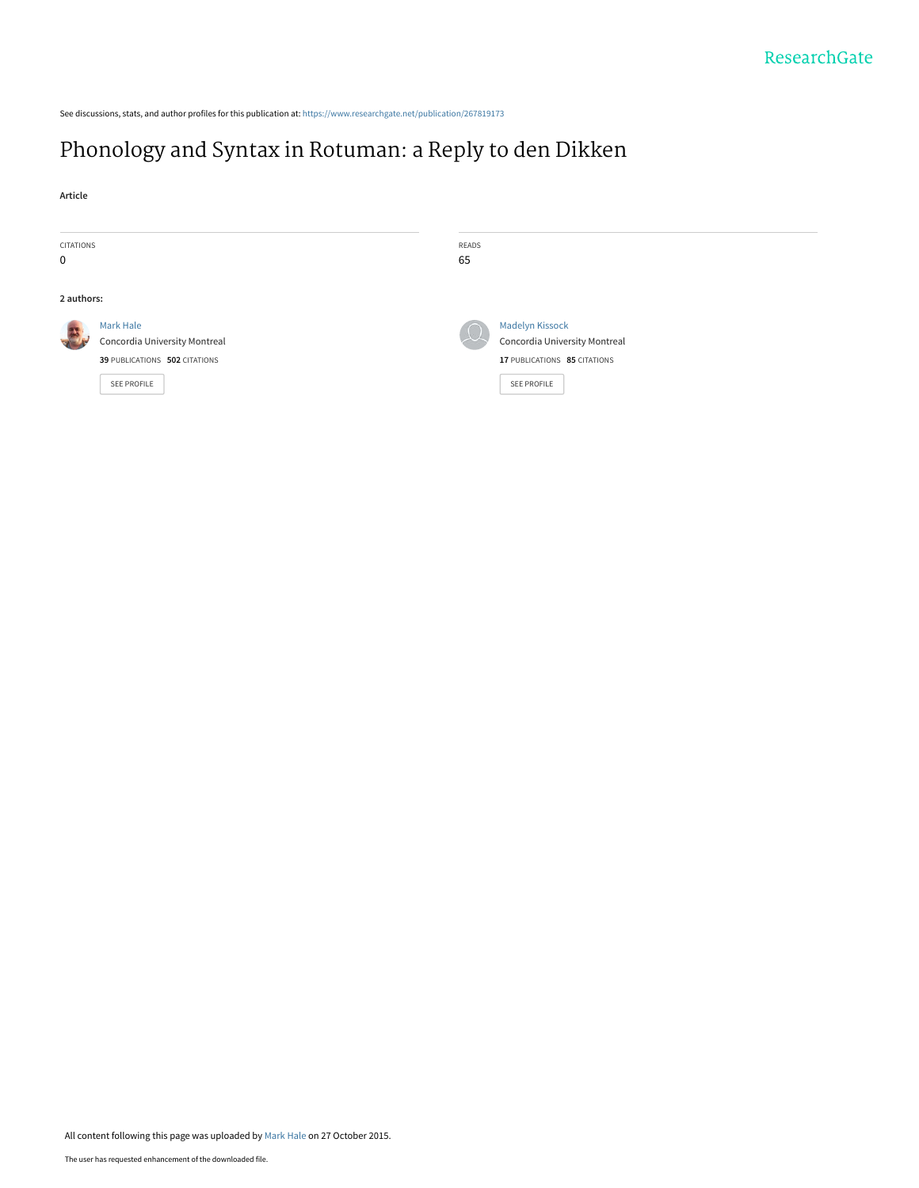See discussions, stats, and author profiles for this publication at: https://www.researchgate.net/publication/267819173

# Phonology and Syntax in Rotuman: a Reply to den Dikken

**Article**

CITATIONS
0

READS
65

**2 authors:**

Mark Hale
Concordia University Montreal
**39** PUBLICATIONS **502** CITATIONS

SEE PROFILE

Madelyn Kissock
Concordia University Montreal
**17** PUBLICATIONS **85** CITATIONS

SEE PROFILE

All content following this page was uploaded by Mark Hale on 27 October 2015.

The user has requested enhancement of the downloaded file.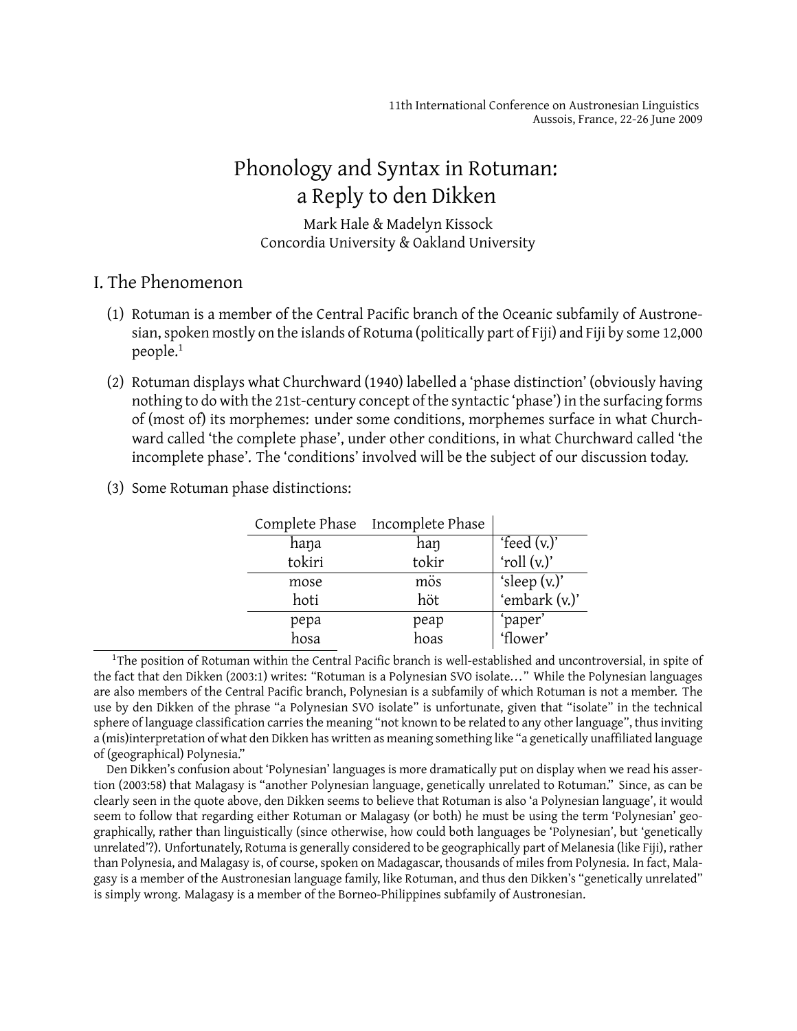11th International Conference on Austronesian Linguistics
Aussois, France, 22-26 June 2009

# Phonology and Syntax in Rotuman: a Reply to den Dikken

Mark Hale & Madelyn Kissock
Concordia University & Oakland University

## I. The Phenomenon

(1) Rotuman is a member of the Central Pacific branch of the Oceanic subfamily of Austronesian, spoken mostly on the islands of Rotuma (politically part of Fiji) and Fiji by some 12,000 people.[1]

(2) Rotuman displays what Churchward (1940) labelled a 'phase distinction' (obviously having nothing to do with the 21st-century concept of the syntactic 'phase') in the surfacing forms of (most of) its morphemes: under some conditions, morphemes surface in what Churchward called 'the complete phase', under other conditions, in what Churchward called 'the incomplete phase'. The 'conditions' involved will be the subject of our discussion today.

(3) Some Rotuman phase distinctions:

| Complete Phase | Incomplete Phase | |
|---|---|---|
| haŋa | haŋ | 'feed (v.)' |
| tokiri | tokir | 'roll (v.)' |
| mose | mös | 'sleep (v.)' |
| hoti | höt | 'embark (v.)' |
| pepa | peap | 'paper' |
| hosa | hoas | 'flower' |

[1] The position of Rotuman within the Central Pacific branch is well-established and uncontroversial, in spite of the fact that den Dikken (2003:1) writes: "Rotuman is a Polynesian SVO isolate…" While the Polynesian languages are also members of the Central Pacific branch, Polynesian is a subfamily of which Rotuman is not a member. The use by den Dikken of the phrase "a Polynesian SVO isolate" is unfortunate, given that "isolate" in the technical sphere of language classification carries the meaning "not known to be related to any other language", thus inviting a (mis)interpretation of what den Dikken has written as meaning something like "a genetically unaffiliated language of (geographical) Polynesia."

Den Dikken's confusion about 'Polynesian' languages is more dramatically put on display when we read his assertion (2003:58) that Malagasy is "another Polynesian language, genetically unrelated to Rotuman." Since, as can be clearly seen in the quote above, den Dikken seems to believe that Rotuman is also 'a Polynesian language', it would seem to follow that regarding either Rotuman or Malagasy (or both) he must be using the term 'Polynesian' geographically, rather than linguistically (since otherwise, how could both languages be 'Polynesian', but 'genetically unrelated'?). Unfortunately, Rotuma is generally considered to be geographically part of Melanesia (like Fiji), rather than Polynesia, and Malagasy is, of course, spoken on Madagascar, thousands of miles from Polynesia. In fact, Malagasy is a member of the Austronesian language family, like Rotuman, and thus den Dikken's "genetically unrelated" is simply wrong. Malagasy is a member of the Borneo-Philippines subfamily of Austronesian.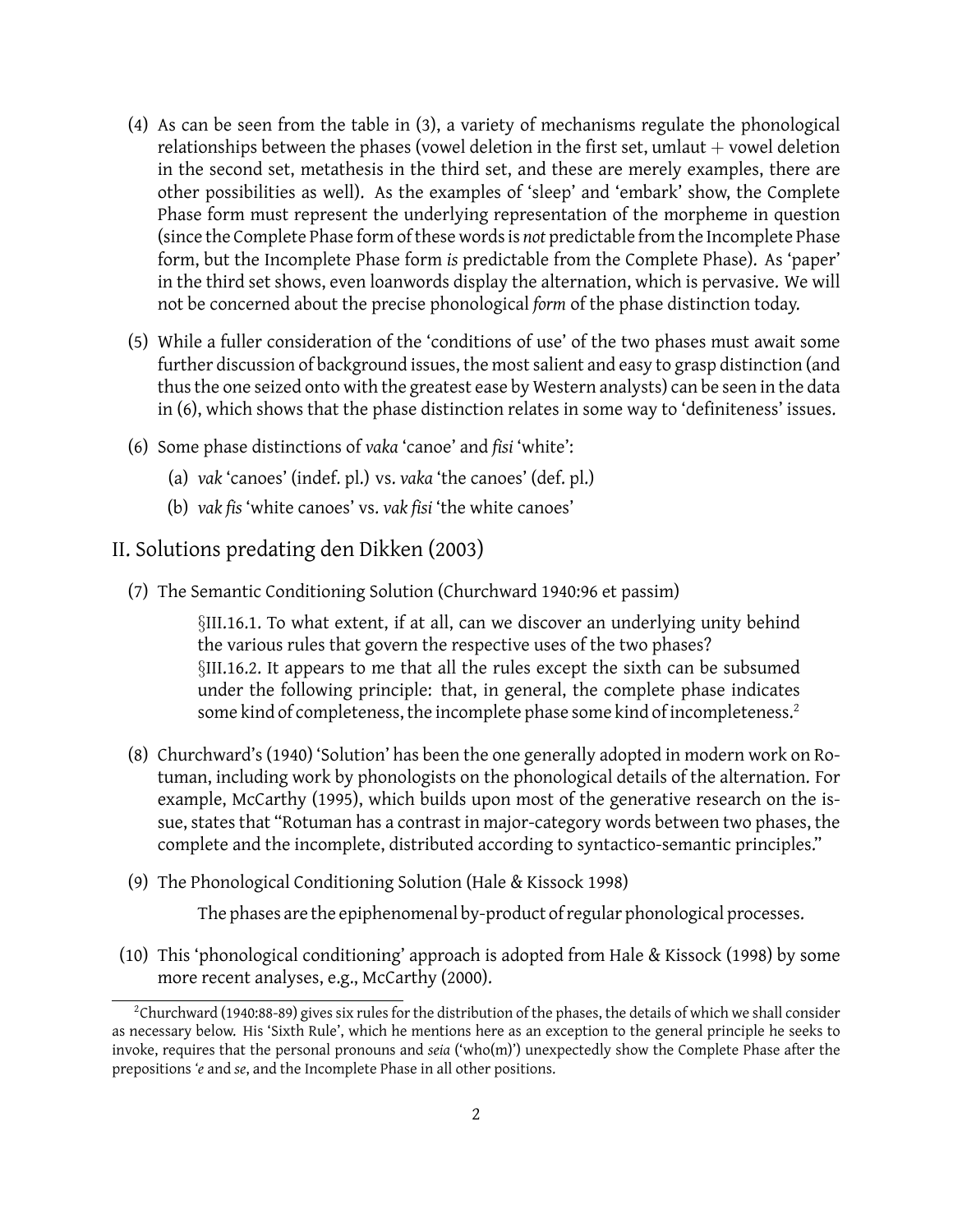(4) As can be seen from the table in (3), a variety of mechanisms regulate the phonological relationships between the phases (vowel deletion in the first set, umlaut + vowel deletion in the second set, metathesis in the third set, and these are merely examples, there are other possibilities as well). As the examples of 'sleep' and 'embark' show, the Complete Phase form must represent the underlying representation of the morpheme in question (since the Complete Phase form of these words is *not* predictable from the Incomplete Phase form, but the Incomplete Phase form *is* predictable from the Complete Phase). As 'paper' in the third set shows, even loanwords display the alternation, which is pervasive. We will not be concerned about the precise phonological *form* of the phase distinction today.

(5) While a fuller consideration of the 'conditions of use' of the two phases must await some further discussion of background issues, the most salient and easy to grasp distinction (and thus the one seized onto with the greatest ease by Western analysts) can be seen in the data in (6), which shows that the phase distinction relates in some way to 'definiteness' issues.

(6) Some phase distinctions of *vaka* 'canoe' and *fisi* 'white':

   (a) *vak* 'canoes' (indef. pl.) vs. *vaka* 'the canoes' (def. pl.)

   (b) *vak fis* 'white canoes' vs. *vak fisi* 'the white canoes'

## II. Solutions predating den Dikken (2003)

(7) The Semantic Conditioning Solution (Churchward 1940:96 et passim)

> §III.16.1. To what extent, if at all, can we discover an underlying unity behind the various rules that govern the respective uses of the two phases?
> §III.16.2. It appears to me that all the rules except the sixth can be subsumed under the following principle: that, in general, the complete phase indicates some kind of completeness, the incomplete phase some kind of incompleteness.[2]

(8) Churchward's (1940) 'Solution' has been the one generally adopted in modern work on Rotuman, including work by phonologists on the phonological details of the alternation. For example, McCarthy (1995), which builds upon most of the generative research on the issue, states that "Rotuman has a contrast in major-category words between two phases, the complete and the incomplete, distributed according to syntactico-semantic principles."

(9) The Phonological Conditioning Solution (Hale & Kissock 1998)

> The phases are the epiphenomenal by-product of regular phonological processes.

(10) This 'phonological conditioning' approach is adopted from Hale & Kissock (1998) by some more recent analyses, e.g., McCarthy (2000).

---

[2] Churchward (1940:88-89) gives six rules for the distribution of the phases, the details of which we shall consider as necessary below. His 'Sixth Rule', which he mentions here as an exception to the general principle he seeks to invoke, requires that the personal pronouns and *seia* ('who(m)') unexpectedly show the Complete Phase after the prepositions *'e* and *se*, and the Incomplete Phase in all other positions.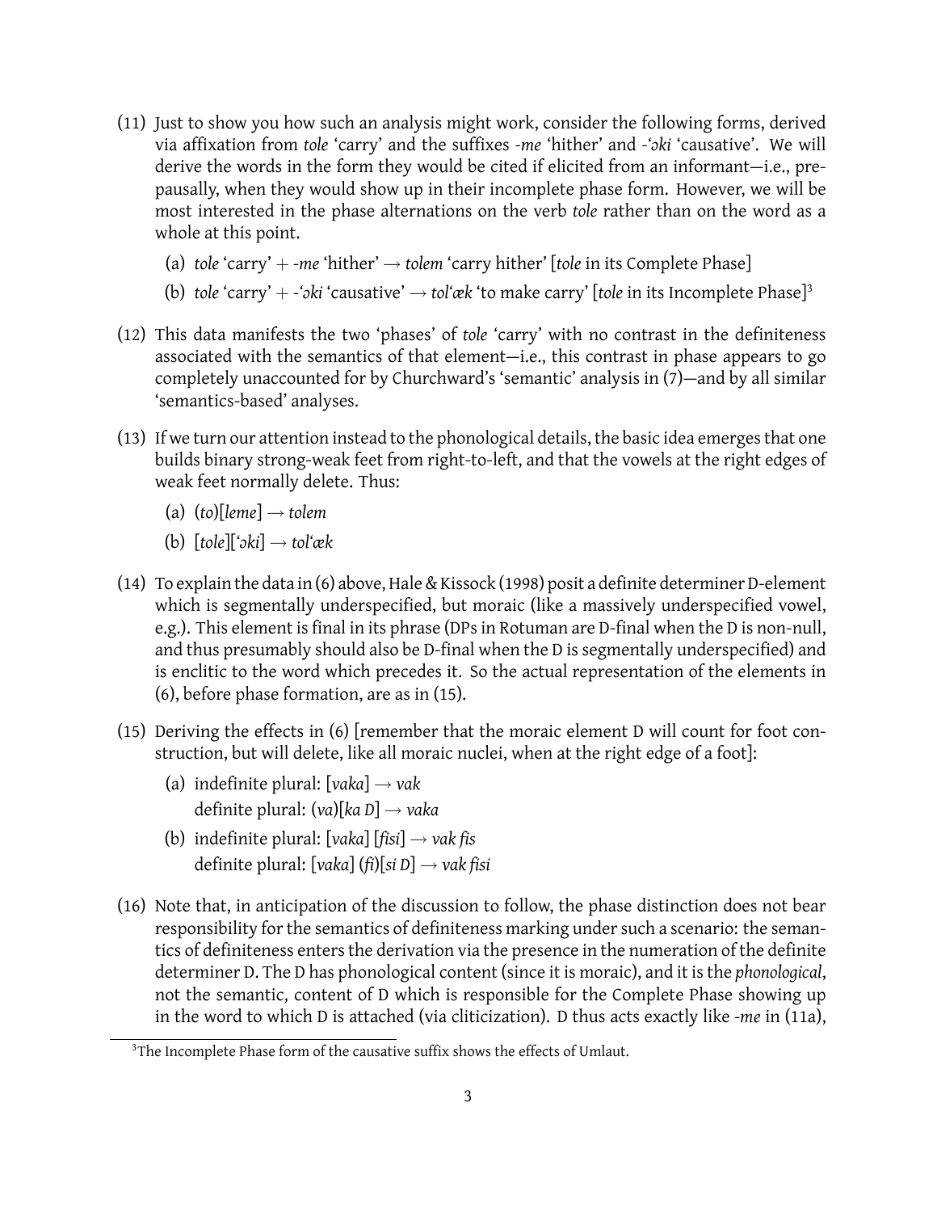(11) Just to show you how such an analysis might work, consider the following forms, derived via affixation from *tole* 'carry' and the suffixes *-me* 'hither' and *-'ɔki* 'causative'. We will derive the words in the form they would be cited if elicited from an informant—i.e., prepausally, when they would show up in their incomplete phase form. However, we will be most interested in the phase alternations on the verb *tole* rather than on the word as a whole at this point.

   (a) *tole* 'carry' + *-me* 'hither' → *tolem* 'carry hither' [*tole* in its Complete Phase]

   (b) *tole* 'carry' + *-'ɔki* 'causative' → *tol'æk* 'to make carry' [*tole* in its Incomplete Phase][3]

(12) This data manifests the two 'phases' of *tole* 'carry' with no contrast in the definiteness associated with the semantics of that element—i.e., this contrast in phase appears to go completely unaccounted for by Churchward's 'semantic' analysis in (7)—and by all similar 'semantics-based' analyses.

(13) If we turn our attention instead to the phonological details, the basic idea emerges that one builds binary strong-weak feet from right-to-left, and that the vowels at the right edges of weak feet normally delete. Thus:

   (a) (*to*)[*leme*] → *tolem*

   (b) [*tole*]['*ɔki*] → *tol'æk*

(14) To explain the data in (6) above, Hale & Kissock (1998) posit a definite determiner D-element which is segmentally underspecified, but moraic (like a massively underspecified vowel, e.g.). This element is final in its phrase (DPs in Rotuman are D-final when the D is non-null, and thus presumably should also be D-final when the D is segmentally underspecified) and is enclitic to the word which precedes it. So the actual representation of the elements in (6), before phase formation, are as in (15).

(15) Deriving the effects in (6) [remember that the moraic element D will count for foot construction, but will delete, like all moraic nuclei, when at the right edge of a foot]:

   (a) indefinite plural: [*vaka*] → *vak*
       definite plural: (*va*)[*ka D*] → *vaka*

   (b) indefinite plural: [*vaka*] [*fisi*] → *vak fis*
       definite plural: [*vaka*] (*fi*)[*si D*] → *vak fisi*

(16) Note that, in anticipation of the discussion to follow, the phase distinction does not bear responsibility for the semantics of definiteness marking under such a scenario: the semantics of definiteness enters the derivation via the presence in the numeration of the definite determiner D. The D has phonological content (since it is moraic), and it is the *phonological*, not the semantic, content of D which is responsible for the Complete Phase showing up in the word to which D is attached (via cliticization). D thus acts exactly like *-me* in (11a),

[3] The Incomplete Phase form of the causative suffix shows the effects of Umlaut.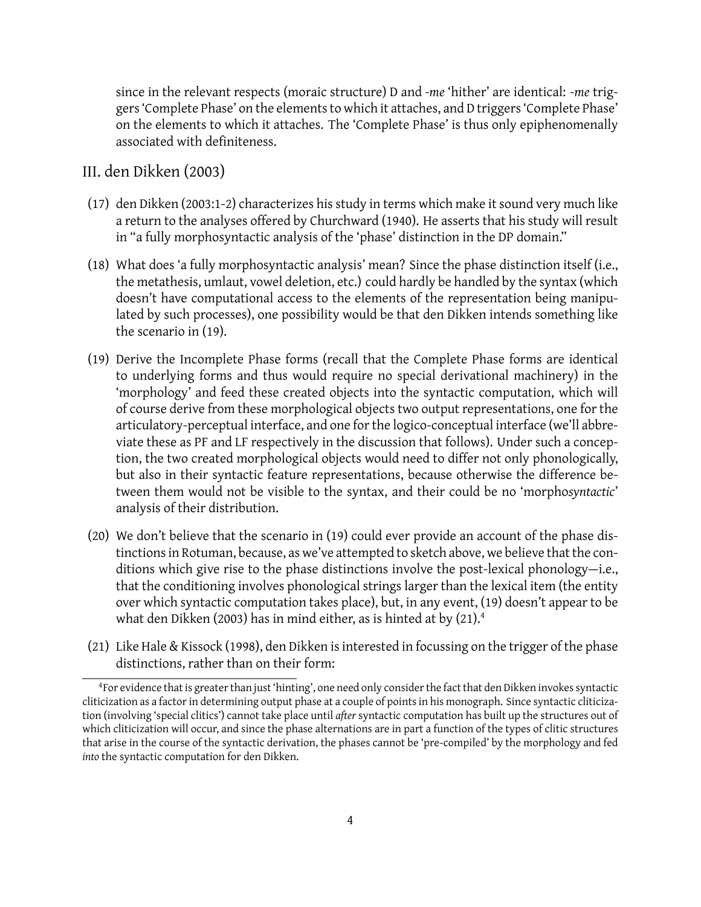since in the relevant respects (moraic structure) D and *-me* 'hither' are identical: *-me* triggers 'Complete Phase' on the elements to which it attaches, and D triggers 'Complete Phase' on the elements to which it attaches. The 'Complete Phase' is thus only epiphenomenally associated with definiteness.

## III. den Dikken (2003)

(17) den Dikken (2003:1-2) characterizes his study in terms which make it sound very much like a return to the analyses offered by Churchward (1940). He asserts that his study will result in "a fully morphosyntactic analysis of the 'phase' distinction in the DP domain."

(18) What does 'a fully morphosyntactic analysis' mean? Since the phase distinction itself (i.e., the metathesis, umlaut, vowel deletion, etc.) could hardly be handled by the syntax (which doesn't have computational access to the elements of the representation being manipulated by such processes), one possibility would be that den Dikken intends something like the scenario in (19).

(19) Derive the Incomplete Phase forms (recall that the Complete Phase forms are identical to underlying forms and thus would require no special derivational machinery) in the 'morphology' and feed these created objects into the syntactic computation, which will of course derive from these morphological objects two output representations, one for the articulatory-perceptual interface, and one for the logico-conceptual interface (we'll abbreviate these as PF and LF respectively in the discussion that follows). Under such a conception, the two created morphological objects would need to differ not only phonologically, but also in their syntactic feature representations, because otherwise the difference between them would not be visible to the syntax, and their could be no 'morpho*syntactic*' analysis of their distribution.

(20) We don't believe that the scenario in (19) could ever provide an account of the phase distinctions in Rotuman, because, as we've attempted to sketch above, we believe that the conditions which give rise to the phase distinctions involve the post-lexical phonology—i.e., that the conditioning involves phonological strings larger than the lexical item (the entity over which syntactic computation takes place), but, in any event, (19) doesn't appear to be what den Dikken (2003) has in mind either, as is hinted at by (21).[4]

(21) Like Hale & Kissock (1998), den Dikken is interested in focussing on the trigger of the phase distinctions, rather than on their form:

[4] For evidence that is greater than just 'hinting', one need only consider the fact that den Dikken invokes syntactic cliticization as a factor in determining output phase at a couple of points in his monograph. Since syntactic cliticization (involving 'special clitics') cannot take place until *after* syntactic computation has built up the structures out of which cliticization will occur, and since the phase alternations are in part a function of the types of clitic structures that arise in the course of the syntactic derivation, the phases cannot be 'pre-compiled' by the morphology and fed *into* the syntactic computation for den Dikken.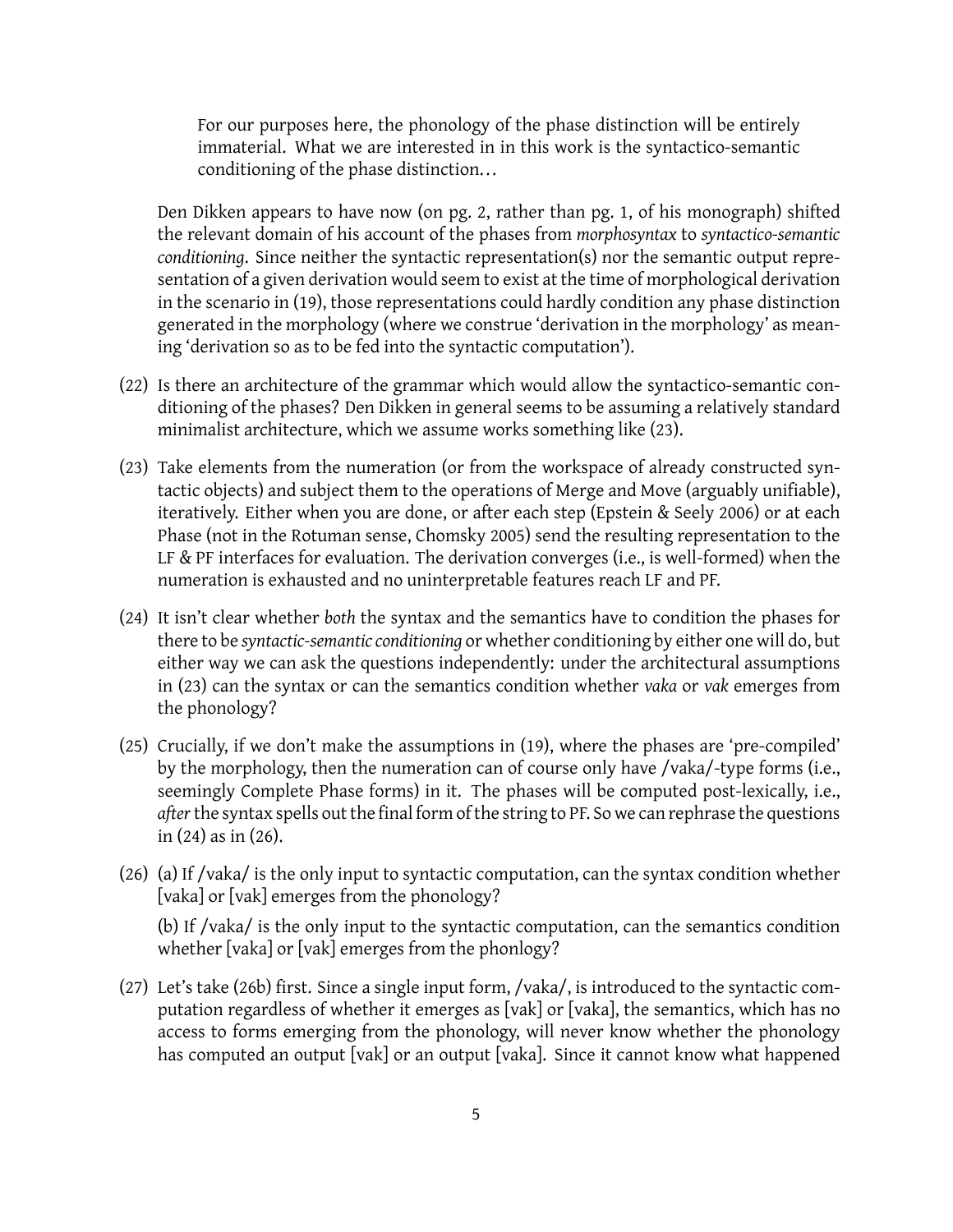> For our purposes here, the phonology of the phase distinction will be entirely immaterial. What we are interested in in this work is the syntactico-semantic conditioning of the phase distinction…

Den Dikken appears to have now (on pg. 2, rather than pg. 1, of his monograph) shifted the relevant domain of his account of the phases from *morphosyntax* to *syntactico-semantic conditioning*. Since neither the syntactic representation(s) nor the semantic output representation of a given derivation would seem to exist at the time of morphological derivation in the scenario in (19), those representations could hardly condition any phase distinction generated in the morphology (where we construe 'derivation in the morphology' as meaning 'derivation so as to be fed into the syntactic computation').

(22) Is there an architecture of the grammar which would allow the syntactico-semantic conditioning of the phases? Den Dikken in general seems to be assuming a relatively standard minimalist architecture, which we assume works something like (23).

(23) Take elements from the numeration (or from the workspace of already constructed syntactic objects) and subject them to the operations of Merge and Move (arguably unifiable), iteratively. Either when you are done, or after each step (Epstein & Seely 2006) or at each Phase (not in the Rotuman sense, Chomsky 2005) send the resulting representation to the LF & PF interfaces for evaluation. The derivation converges (i.e., is well-formed) when the numeration is exhausted and no uninterpretable features reach LF and PF.

(24) It isn't clear whether *both* the syntax and the semantics have to condition the phases for there to be *syntactic-semantic conditioning* or whether conditioning by either one will do, but either way we can ask the questions independently: under the architectural assumptions in (23) can the syntax or can the semantics condition whether *vaka* or *vak* emerges from the phonology?

(25) Crucially, if we don't make the assumptions in (19), where the phases are 'pre-compiled' by the morphology, then the numeration can of course only have /vaka/-type forms (i.e., seemingly Complete Phase forms) in it. The phases will be computed post-lexically, i.e., *after* the syntax spells out the final form of the string to PF. So we can rephrase the questions in (24) as in (26).

(26) (a) If /vaka/ is the only input to syntactic computation, can the syntax condition whether [vaka] or [vak] emerges from the phonology?

(b) If /vaka/ is the only input to the syntactic computation, can the semantics condition whether [vaka] or [vak] emerges from the phonlogy?

(27) Let's take (26b) first. Since a single input form, /vaka/, is introduced to the syntactic computation regardless of whether it emerges as [vak] or [vaka], the semantics, which has no access to forms emerging from the phonology, will never know whether the phonology has computed an output [vak] or an output [vaka]. Since it cannot know what happened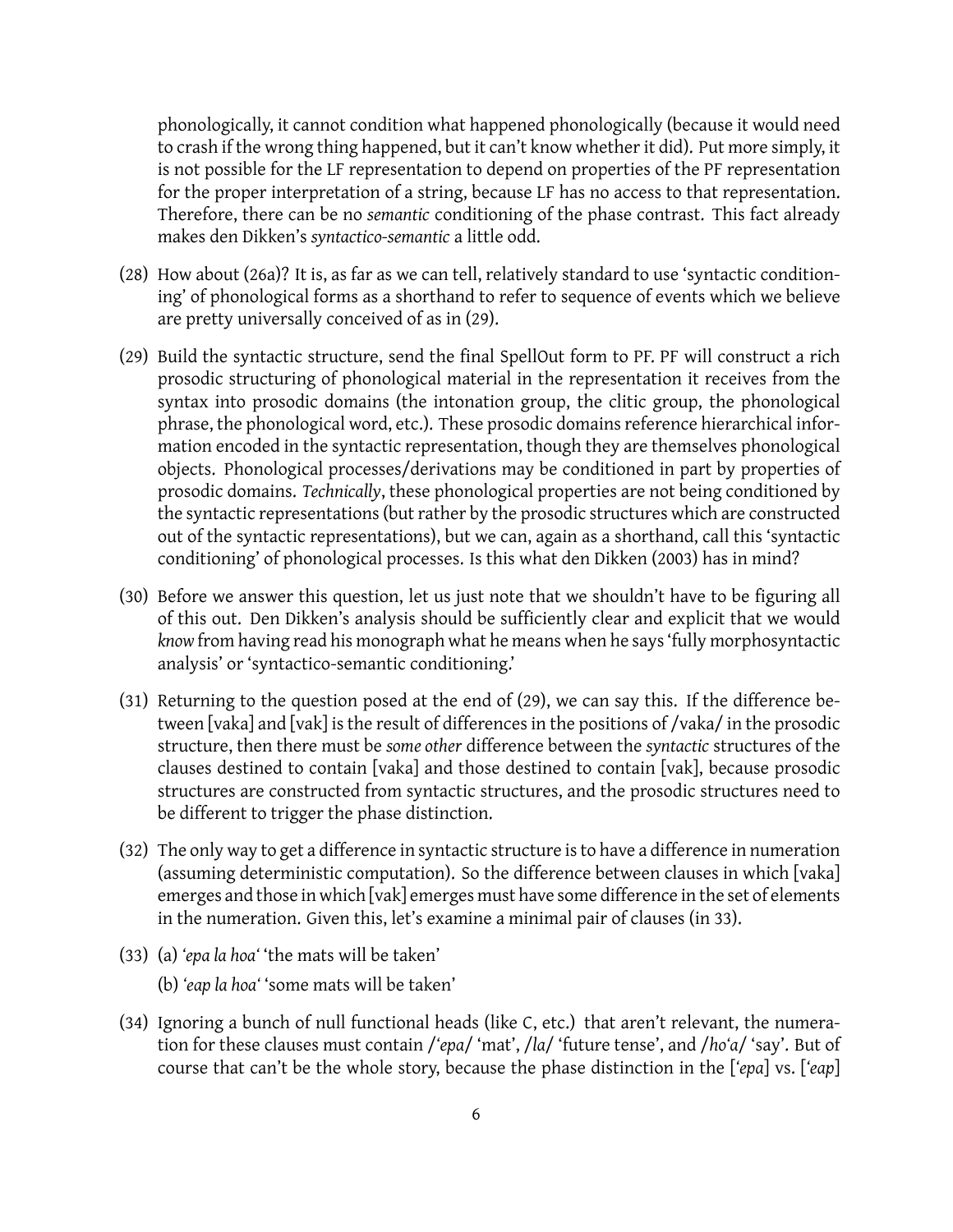phonologically, it cannot condition what happened phonologically (because it would need to crash if the wrong thing happened, but it can't know whether it did). Put more simply, it is not possible for the LF representation to depend on properties of the PF representation for the proper interpretation of a string, because LF has no access to that representation. Therefore, there can be no *semantic* conditioning of the phase contrast. This fact already makes den Dikken's *syntactico-semantic* a little odd.

(28) How about (26a)? It is, as far as we can tell, relatively standard to use 'syntactic conditioning' of phonological forms as a shorthand to refer to sequence of events which we believe are pretty universally conceived of as in (29).

(29) Build the syntactic structure, send the final SpellOut form to PF. PF will construct a rich prosodic structuring of phonological material in the representation it receives from the syntax into prosodic domains (the intonation group, the clitic group, the phonological phrase, the phonological word, etc.). These prosodic domains reference hierarchical information encoded in the syntactic representation, though they are themselves phonological objects. Phonological processes/derivations may be conditioned in part by properties of prosodic domains. *Technically*, these phonological properties are not being conditioned by the syntactic representations (but rather by the prosodic structures which are constructed out of the syntactic representations), but we can, again as a shorthand, call this 'syntactic conditioning' of phonological processes. Is this what den Dikken (2003) has in mind?

(30) Before we answer this question, let us just note that we shouldn't have to be figuring all of this out. Den Dikken's analysis should be sufficiently clear and explicit that we would *know* from having read his monograph what he means when he says 'fully morphosyntactic analysis' or 'syntactico-semantic conditioning.'

(31) Returning to the question posed at the end of (29), we can say this. If the difference between [vaka] and [vak] is the result of differences in the positions of /vaka/ in the prosodic structure, then there must be *some other* difference between the *syntactic* structures of the clauses destined to contain [vaka] and those destined to contain [vak], because prosodic structures are constructed from syntactic structures, and the prosodic structures need to be different to trigger the phase distinction.

(32) The only way to get a difference in syntactic structure is to have a difference in numeration (assuming deterministic computation). So the difference between clauses in which [vaka] emerges and those in which [vak] emerges must have some difference in the set of elements in the numeration. Given this, let's examine a minimal pair of clauses (in 33).

(33) (a) *'epa la hoa'* 'the mats will be taken'

(b) *'eap la hoa'* 'some mats will be taken'

(34) Ignoring a bunch of null functional heads (like C, etc.) that aren't relevant, the numeration for these clauses must contain /*'epa*/ 'mat', /*la*/ 'future tense', and /*ho'a*/ 'say'. But of course that can't be the whole story, because the phase distinction in the [*'epa*] vs. [*'eap*]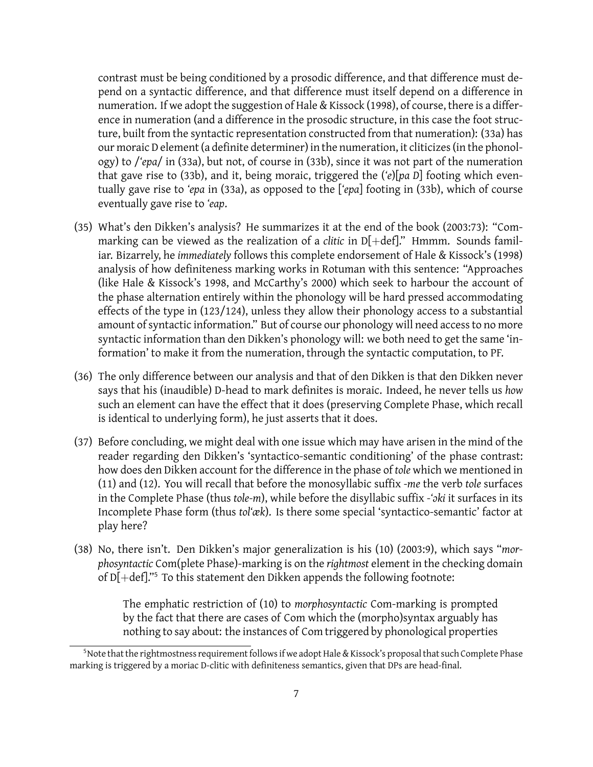contrast must be being conditioned by a prosodic difference, and that difference must depend on a syntactic difference, and that difference must itself depend on a difference in numeration. If we adopt the suggestion of Hale & Kissock (1998), of course, there is a difference in numeration (and a difference in the prosodic structure, in this case the foot structure, built from the syntactic representation constructed from that numeration): (33a) has our moraic D element (a definite determiner) in the numeration, it cliticizes (in the phonology) to /*'epa*/ in (33a), but not, of course in (33b), since it was not part of the numeration that gave rise to (33b), and it, being moraic, triggered the (*'e*)[*pa D*] footing which eventually gave rise to *'epa* in (33a), as opposed to the [*'epa*] footing in (33b), which of course eventually gave rise to *'eap*.

(35) What's den Dikken's analysis? He summarizes it at the end of the book (2003:73): "Com-marking can be viewed as the realization of a *clitic* in D[+def]." Hmmm. Sounds familiar. Bizarrely, he *immediately* follows this complete endorsement of Hale & Kissock's (1998) analysis of how definiteness marking works in Rotuman with this sentence: "Approaches (like Hale & Kissock's 1998, and McCarthy's 2000) which seek to harbour the account of the phase alternation entirely within the phonology will be hard pressed accommodating effects of the type in (123/124), unless they allow their phonology access to a substantial amount of syntactic information." But of course our phonology will need access to no more syntactic information than den Dikken's phonology will: we both need to get the same 'information' to make it from the numeration, through the syntactic computation, to PF.

(36) The only difference between our analysis and that of den Dikken is that den Dikken never says that his (inaudible) D-head to mark definites is moraic. Indeed, he never tells us *how* such an element can have the effect that it does (preserving Complete Phase, which recall is identical to underlying form), he just asserts that it does.

(37) Before concluding, we might deal with one issue which may have arisen in the mind of the reader regarding den Dikken's 'syntactico-semantic conditioning' of the phase contrast: how does den Dikken account for the difference in the phase of *tole* which we mentioned in (11) and (12). You will recall that before the monosyllabic suffix *-me* the verb *tole* surfaces in the Complete Phase (thus *tole-m*), while before the disyllabic suffix *-'əki* it surfaces in its Incomplete Phase form (thus *tol'æk*). Is there some special 'syntactico-semantic' factor at play here?

(38) No, there isn't. Den Dikken's major generalization is his (10) (2003:9), which says "*morphosyntactic* Com(plete Phase)-marking is on the *rightmost* element in the checking domain of D[+def]."[5] To this statement den Dikken appends the following footnote:

> The emphatic restriction of (10) to *morphosyntactic* Com-marking is prompted by the fact that there are cases of Com which the (morpho)syntax arguably has nothing to say about: the instances of Com triggered by phonological properties

[5] Note that the rightmostness requirement follows if we adopt Hale & Kissock's proposal that such Complete Phase marking is triggered by a moriac D-clitic with definiteness semantics, given that DPs are head-final.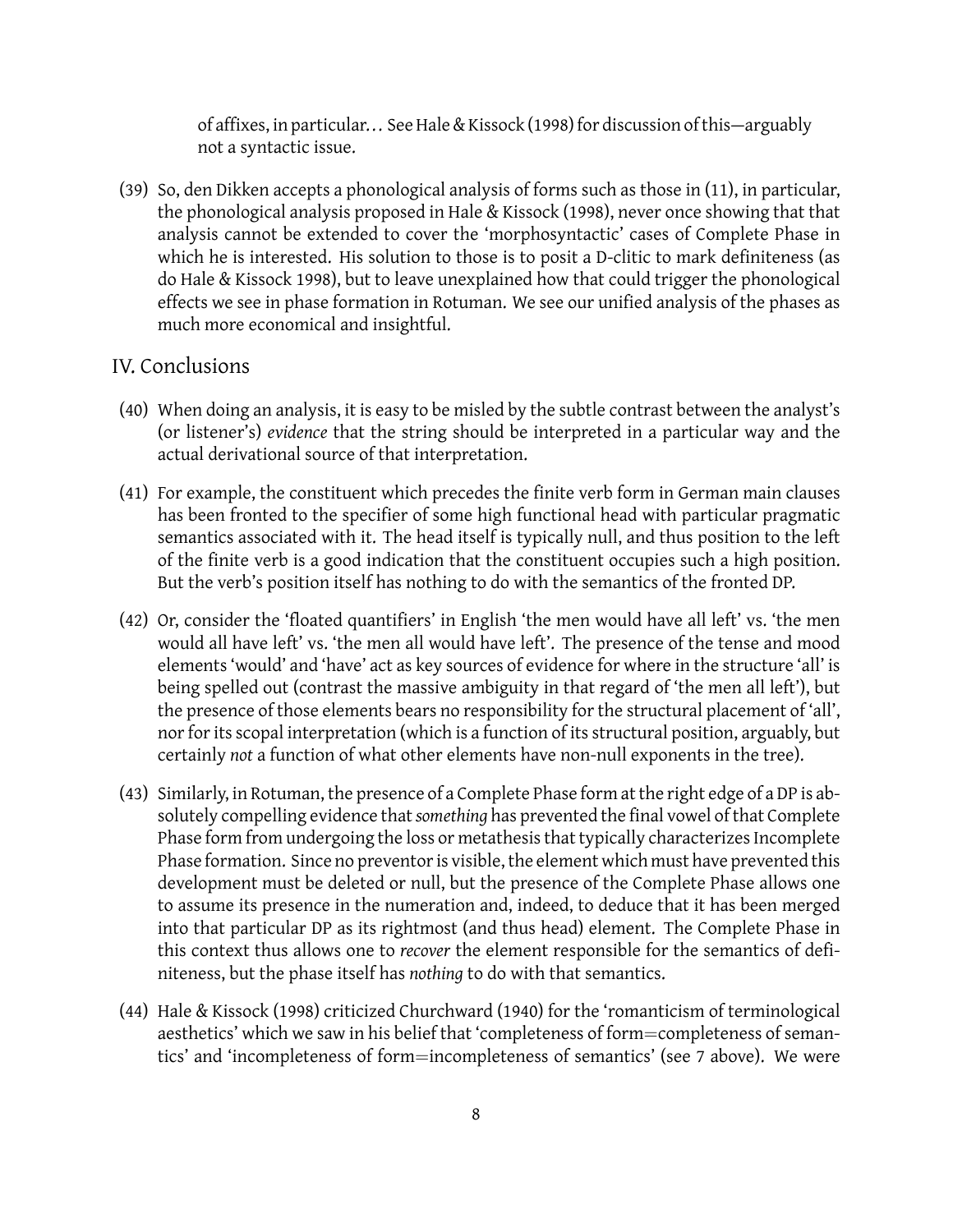of affixes, in particular... See Hale & Kissock (1998) for discussion of this—arguably not a syntactic issue.

(39) So, den Dikken accepts a phonological analysis of forms such as those in (11), in particular, the phonological analysis proposed in Hale & Kissock (1998), never once showing that that analysis cannot be extended to cover the 'morphosyntactic' cases of Complete Phase in which he is interested. His solution to those is to posit a D-clitic to mark definiteness (as do Hale & Kissock 1998), but to leave unexplained how that could trigger the phonological effects we see in phase formation in Rotuman. We see our unified analysis of the phases as much more economical and insightful.

## IV. Conclusions

(40) When doing an analysis, it is easy to be misled by the subtle contrast between the analyst's (or listener's) *evidence* that the string should be interpreted in a particular way and the actual derivational source of that interpretation.

(41) For example, the constituent which precedes the finite verb form in German main clauses has been fronted to the specifier of some high functional head with particular pragmatic semantics associated with it. The head itself is typically null, and thus position to the left of the finite verb is a good indication that the constituent occupies such a high position. But the verb's position itself has nothing to do with the semantics of the fronted DP.

(42) Or, consider the 'floated quantifiers' in English 'the men would have all left' vs. 'the men would all have left' vs. 'the men all would have left'. The presence of the tense and mood elements 'would' and 'have' act as key sources of evidence for where in the structure 'all' is being spelled out (contrast the massive ambiguity in that regard of 'the men all left'), but the presence of those elements bears no responsibility for the structural placement of 'all', nor for its scopal interpretation (which is a function of its structural position, arguably, but certainly *not* a function of what other elements have non-null exponents in the tree).

(43) Similarly, in Rotuman, the presence of a Complete Phase form at the right edge of a DP is absolutely compelling evidence that *something* has prevented the final vowel of that Complete Phase form from undergoing the loss or metathesis that typically characterizes Incomplete Phase formation. Since no preventor is visible, the element which must have prevented this development must be deleted or null, but the presence of the Complete Phase allows one to assume its presence in the numeration and, indeed, to deduce that it has been merged into that particular DP as its rightmost (and thus head) element. The Complete Phase in this context thus allows one to *recover* the element responsible for the semantics of definiteness, but the phase itself has *nothing* to do with that semantics.

(44) Hale & Kissock (1998) criticized Churchward (1940) for the 'romanticism of terminological aesthetics' which we saw in his belief that 'completeness of form=completeness of semantics' and 'incompleteness of form=incompleteness of semantics' (see 7 above). We were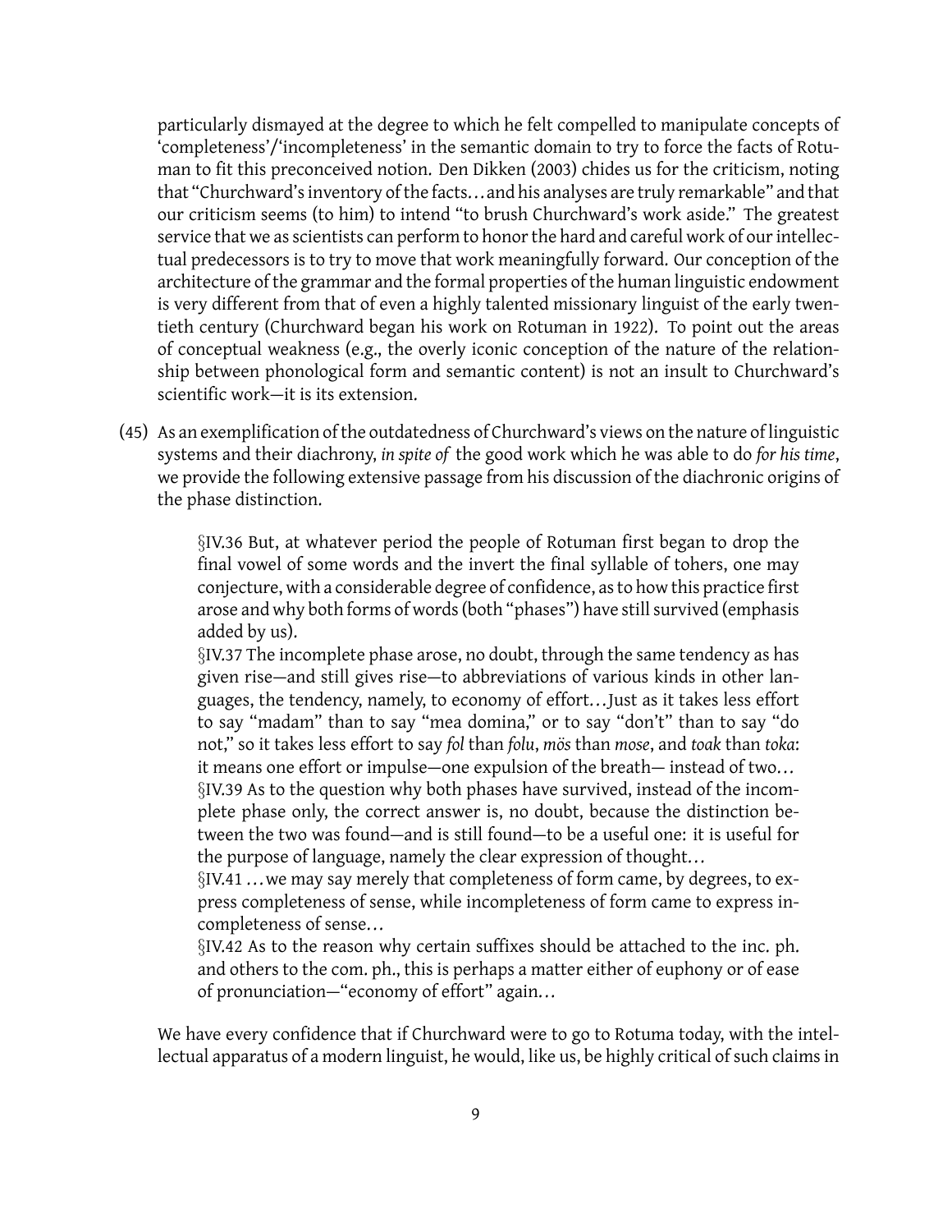particularly dismayed at the degree to which he felt compelled to manipulate concepts of 'completeness'/'incompleteness' in the semantic domain to try to force the facts of Rotuman to fit this preconceived notion. Den Dikken (2003) chides us for the criticism, noting that "Churchward's inventory of the facts…and his analyses are truly remarkable" and that our criticism seems (to him) to intend "to brush Churchward's work aside." The greatest service that we as scientists can perform to honor the hard and careful work of our intellectual predecessors is to try to move that work meaningfully forward. Our conception of the architecture of the grammar and the formal properties of the human linguistic endowment is very different from that of even a highly talented missionary linguist of the early twentieth century (Churchward began his work on Rotuman in 1922). To point out the areas of conceptual weakness (e.g., the overly iconic conception of the nature of the relationship between phonological form and semantic content) is not an insult to Churchward's scientific work—it is its extension.

(45) As an exemplification of the outdatedness of Churchward's views on the nature of linguistic systems and their diachrony, *in spite of* the good work which he was able to do *for his time*, we provide the following extensive passage from his discussion of the diachronic origins of the phase distinction.

> §IV.36 But, at whatever period the people of Rotuman first began to drop the final vowel of some words and the invert the final syllable of tohers, one may conjecture, with a considerable degree of confidence, as to how this practice first arose and why both forms of words (both "phases") have still survived (emphasis added by us).
>
> §IV.37 The incomplete phase arose, no doubt, through the same tendency as has given rise—and still gives rise—to abbreviations of various kinds in other languages, the tendency, namely, to economy of effort…Just as it takes less effort to say "madam" than to say "mea domina," or to say "don't" than to say "do not," so it takes less effort to say *fol* than *folu*, *mös* than *mose*, and *toak* than *toka*: it means one effort or impulse—one expulsion of the breath— instead of two…
>
> §IV.39 As to the question why both phases have survived, instead of the incomplete phase only, the correct answer is, no doubt, because the distinction between the two was found—and is still found—to be a useful one: it is useful for the purpose of language, namely the clear expression of thought…
>
> §IV.41 …we may say merely that completeness of form came, by degrees, to express completeness of sense, while incompleteness of form came to express incompleteness of sense…
>
> §IV.42 As to the reason why certain suffixes should be attached to the inc. ph. and others to the com. ph., this is perhaps a matter either of euphony or of ease of pronunciation—"economy of effort" again…

We have every confidence that if Churchward were to go to Rotuma today, with the intellectual apparatus of a modern linguist, he would, like us, be highly critical of such claims in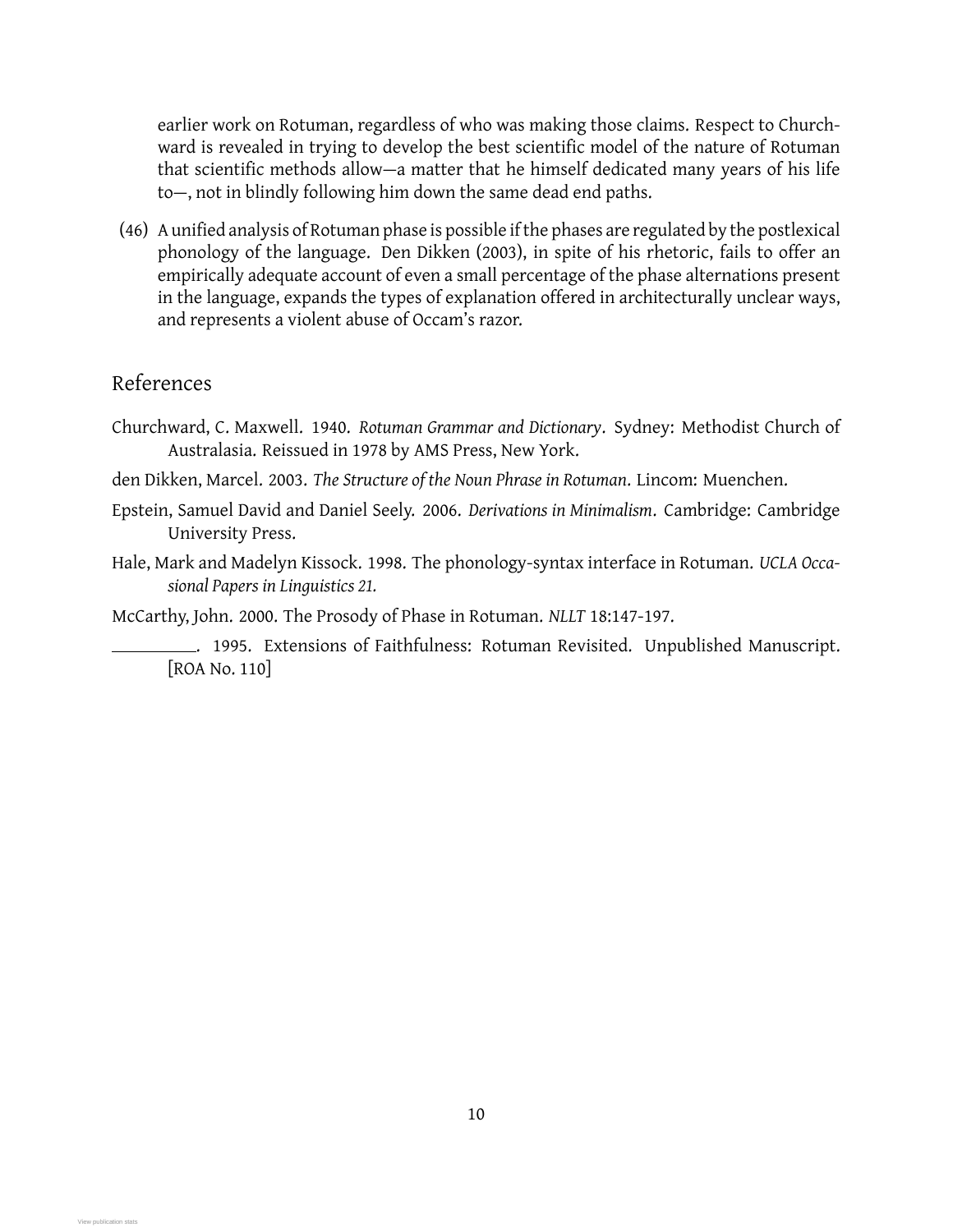earlier work on Rotuman, regardless of who was making those claims. Respect to Churchward is revealed in trying to develop the best scientific model of the nature of Rotuman that scientific methods allow—a matter that he himself dedicated many years of his life to—, not in blindly following him down the same dead end paths.

(46) A unified analysis of Rotuman phase is possible if the phases are regulated by the postlexical phonology of the language. Den Dikken (2003), in spite of his rhetoric, fails to offer an empirically adequate account of even a small percentage of the phase alternations present in the language, expands the types of explanation offered in architecturally unclear ways, and represents a violent abuse of Occam's razor.

## References

Churchward, C. Maxwell. 1940. *Rotuman Grammar and Dictionary*. Sydney: Methodist Church of Australasia. Reissued in 1978 by AMS Press, New York.

den Dikken, Marcel. 2003. *The Structure of the Noun Phrase in Rotuman*. Lincom: Muenchen.

Epstein, Samuel David and Daniel Seely. 2006. *Derivations in Minimalism*. Cambridge: Cambridge University Press.

Hale, Mark and Madelyn Kissock. 1998. The phonology-syntax interface in Rotuman. *UCLA Occasional Papers in Linguistics 21.*

McCarthy, John. 2000. The Prosody of Phase in Rotuman. *NLLT* 18:147-197.

\_\_\_\_\_\_\_\_\_\_. 1995. Extensions of Faithfulness: Rotuman Revisited. Unpublished Manuscript. [ROA No. 110]